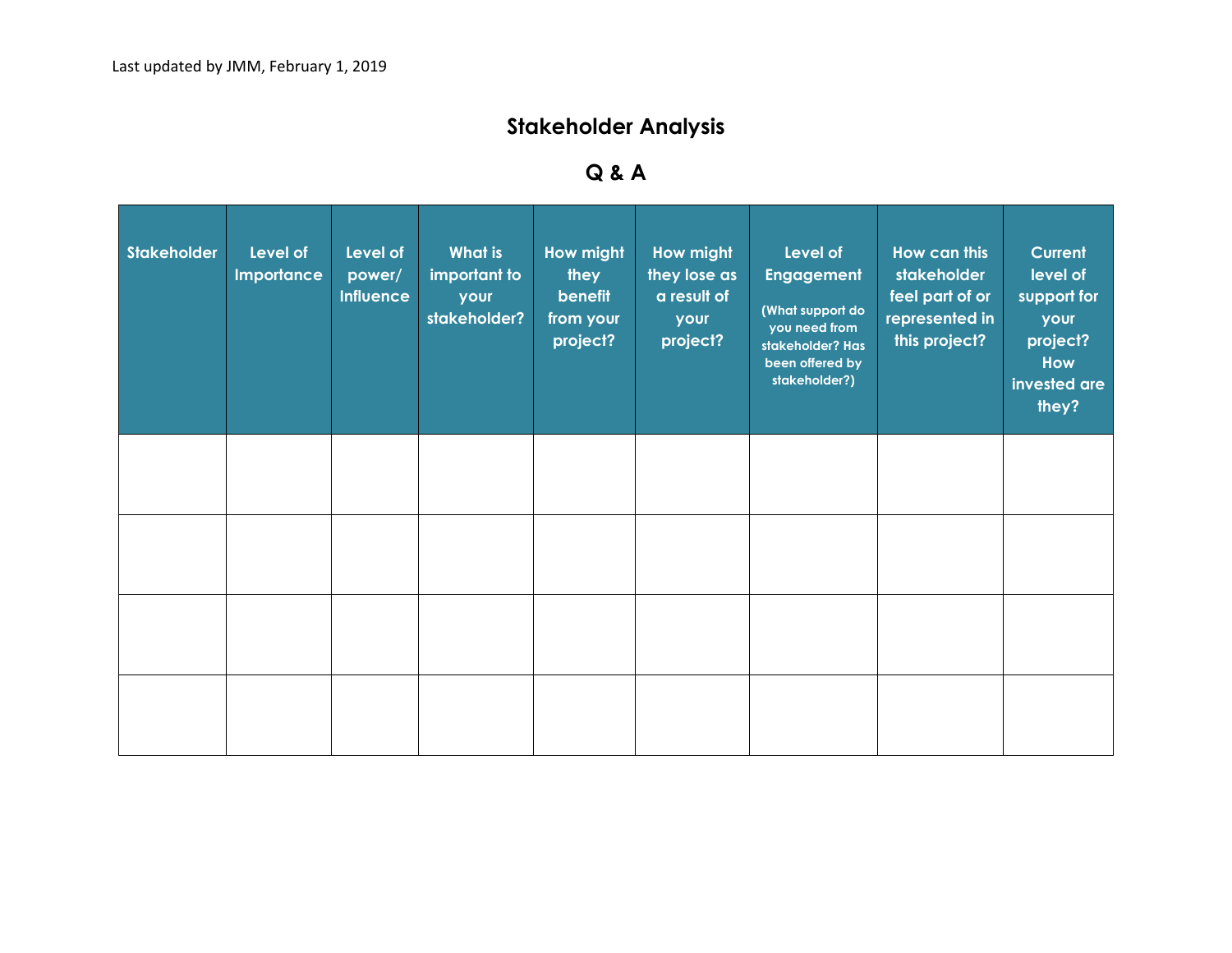Last updated by JMM, February 1, 2019

# Stakeholder Analysis

## Q & A

| Stakeholder | Level of Importance | Level of power/ Influence | What is important to your stakeholder? | How might they benefit from your project? | How might they lose as a result of your project? | Level of Engagement (What support do you need from stakeholder? Has been offered by stakeholder?) | How can this stakeholder feel part of or represented in this project? | Current level of support for your project? How invested are they? |
|---|---|---|---|---|---|---|---|---|
| | | | | | | | | |
| | | | | | | | | |
| | | | | | | | | |
| | | | | | | | | |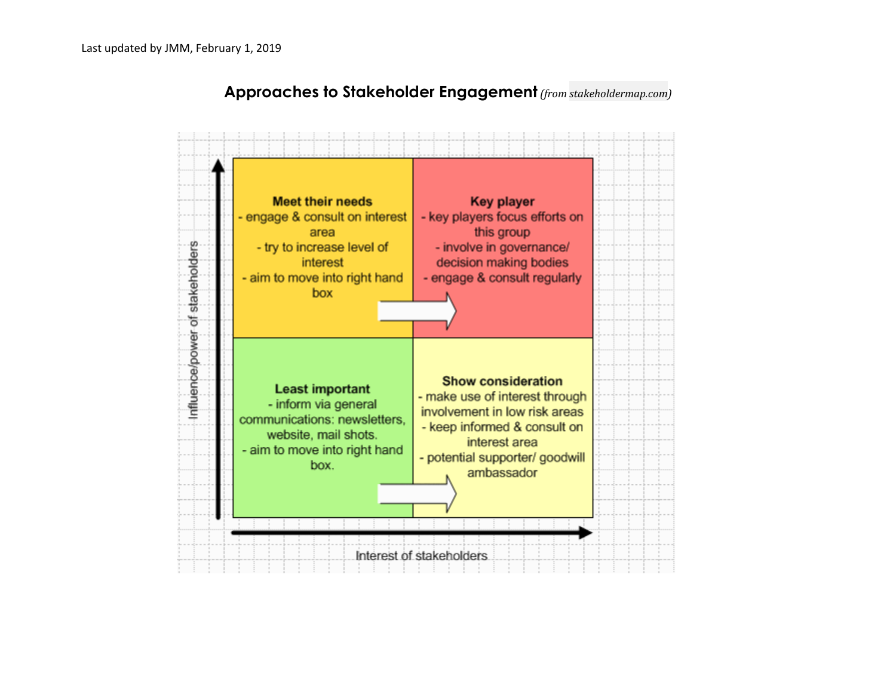Last updated by JMM, February 1, 2019

## Approaches to Stakeholder Engagement *(from stakeholdermap.com)*

Influence/power of stakeholders (vertical axis) vs. Interest of stakeholders (horizontal axis)

| | Low interest | High interest |
|---|---|---|
| **High influence/power** | **Meet their needs**<br>- engage & consult on interest area<br>- try to increase level of interest<br>- aim to move into right hand box | **Key player**<br>- key players focus efforts on this group<br>- involve in governance/ decision making bodies<br>- engage & consult regularly |
| **Low influence/power** | **Least important**<br>- inform via general communications: newsletters, website, mail shots.<br>- aim to move into right hand box. | **Show consideration**<br>- make use of interest through involvement in low risk areas<br>- keep informed & consult on interest area<br>- potential supporter/ goodwill ambassador |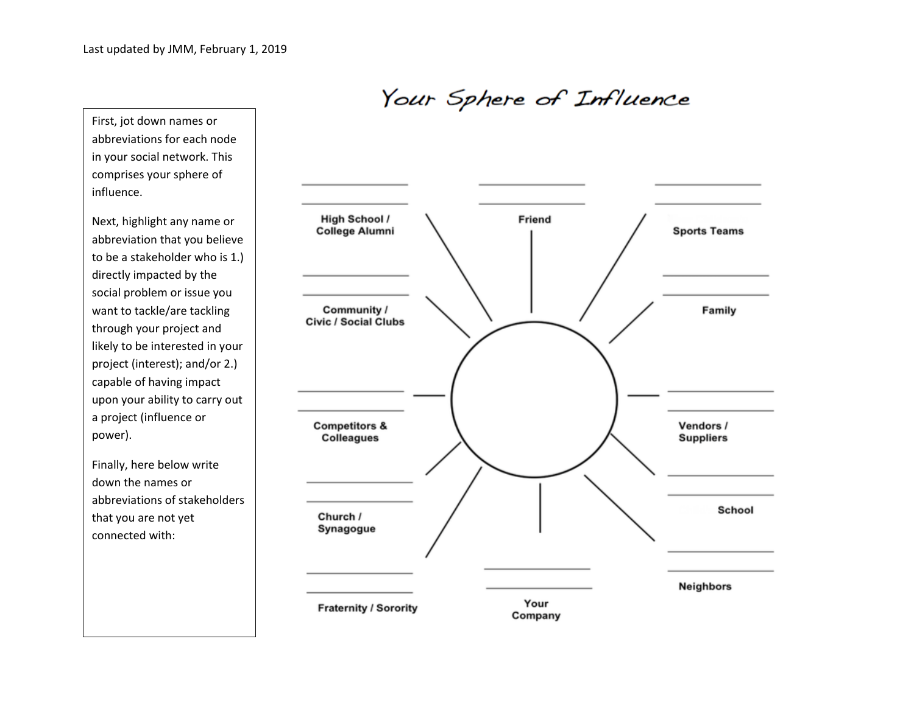Last updated by JMM, February 1, 2019

# Your Sphere of Influence

First, jot down names or abbreviations for each node in your social network. This comprises your sphere of influence.

Next, highlight any name or abbreviation that you believe to be a stakeholder who is 1.) directly impacted by the social problem or issue you want to tackle/are tackling through your project and likely to be interested in your project (interest); and/or 2.) capable of having impact upon your ability to carry out a project (influence or power).

Finally, here below write down the names or abbreviations of stakeholders that you are not yet connected with:

High School / College Alumni

Friend

Sports Teams

Community / Civic / Social Clubs

Family

Competitors & Colleagues

Vendors / Suppliers

Church / Synagogue

School

Fraternity / Sorority

Your Company

Neighbors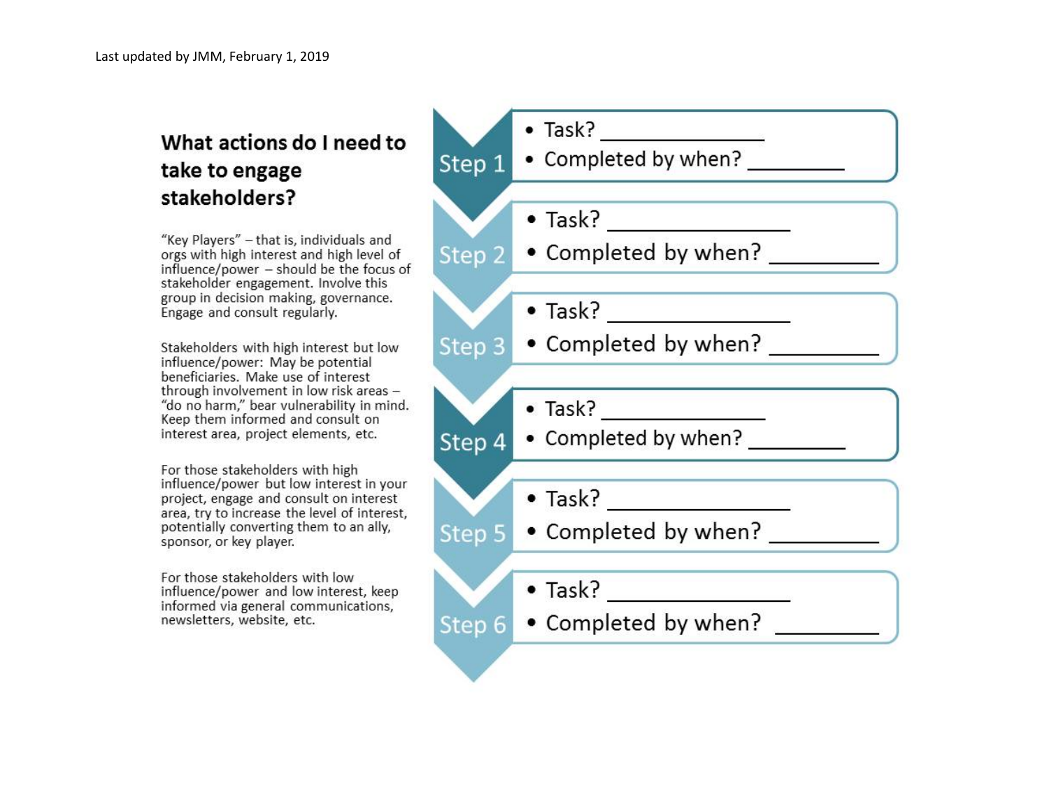Last updated by JMM, February 1, 2019

## What actions do I need to take to engage stakeholders?

"Key Players" – that is, individuals and orgs with high interest and high level of influence/power – should be the focus of stakeholder engagement. Involve this group in decision making, governance. Engage and consult regularly.

Stakeholders with high interest but low influence/power: May be potential beneficiaries. Make use of interest through involvement in low risk areas – "do no harm," bear vulnerability in mind. Keep them informed and consult on interest area, project elements, etc.

For those stakeholders with high influence/power but low interest in your project, engage and consult on interest area, try to increase the level of interest, potentially converting them to an ally, sponsor, or key player.

For those stakeholders with low influence/power and low interest, keep informed via general communications, newsletters, website, etc.

**Step 1**
- Task? ______________
- Completed by when? ________

**Step 2**
- Task? ______________
- Completed by when? ________

**Step 3**
- Task? ______________
- Completed by when? ________

**Step 4**
- Task? ______________
- Completed by when? ________

**Step 5**
- Task? ______________
- Completed by when? ________

**Step 6**
- Task? ______________
- Completed by when? ________